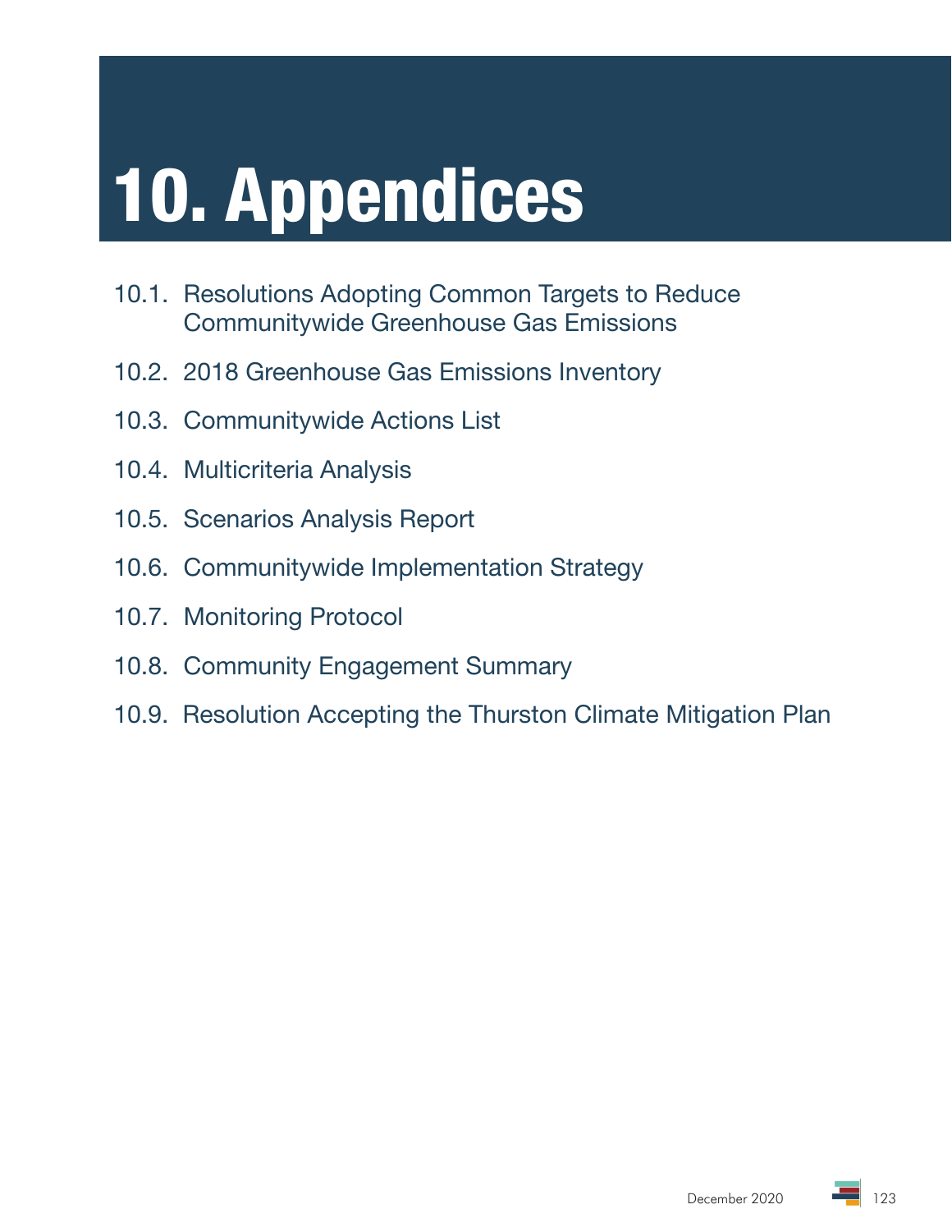# 10. Appendices

10.1. Resolutions Adopting Common Targets to Reduce Communitywide Greenhouse Gas Emissions

10.2. 2018 Greenhouse Gas Emissions Inventory

10.3. Communitywide Actions List

10.4. Multicriteria Analysis

10.5. Scenarios Analysis Report

10.6. Communitywide Implementation Strategy

10.7. Monitoring Protocol

10.8. Community Engagement Summary

10.9. Resolution Accepting the Thurston Climate Mitigation Plan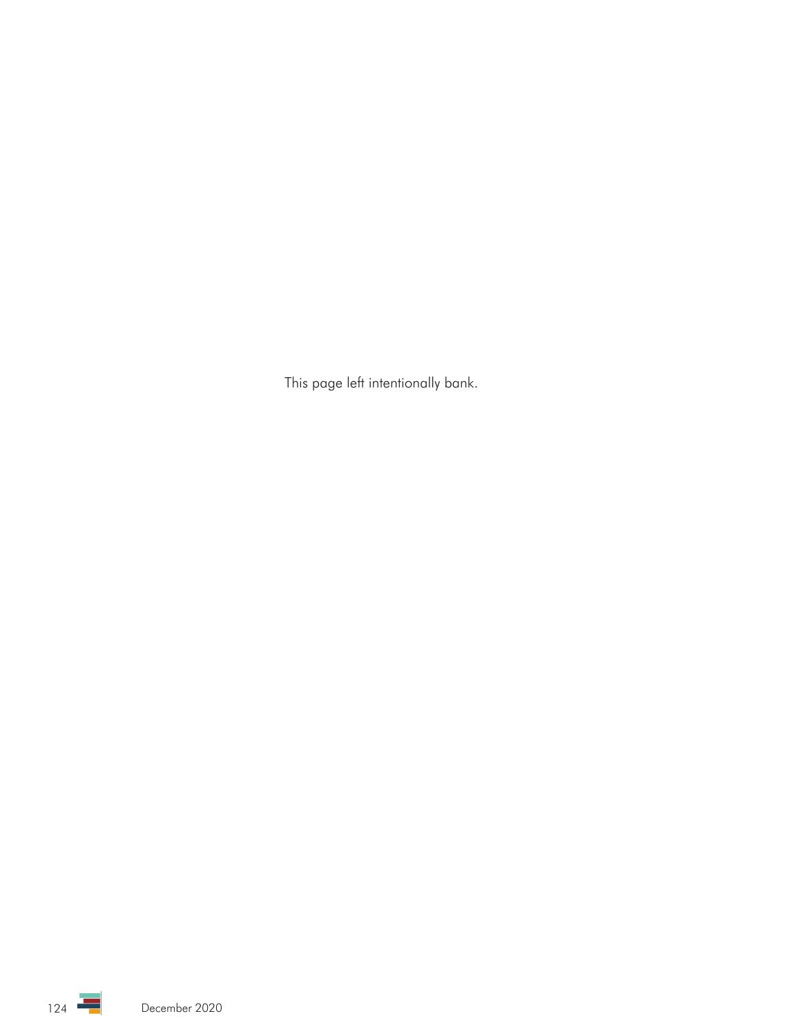This page left intentionally bank.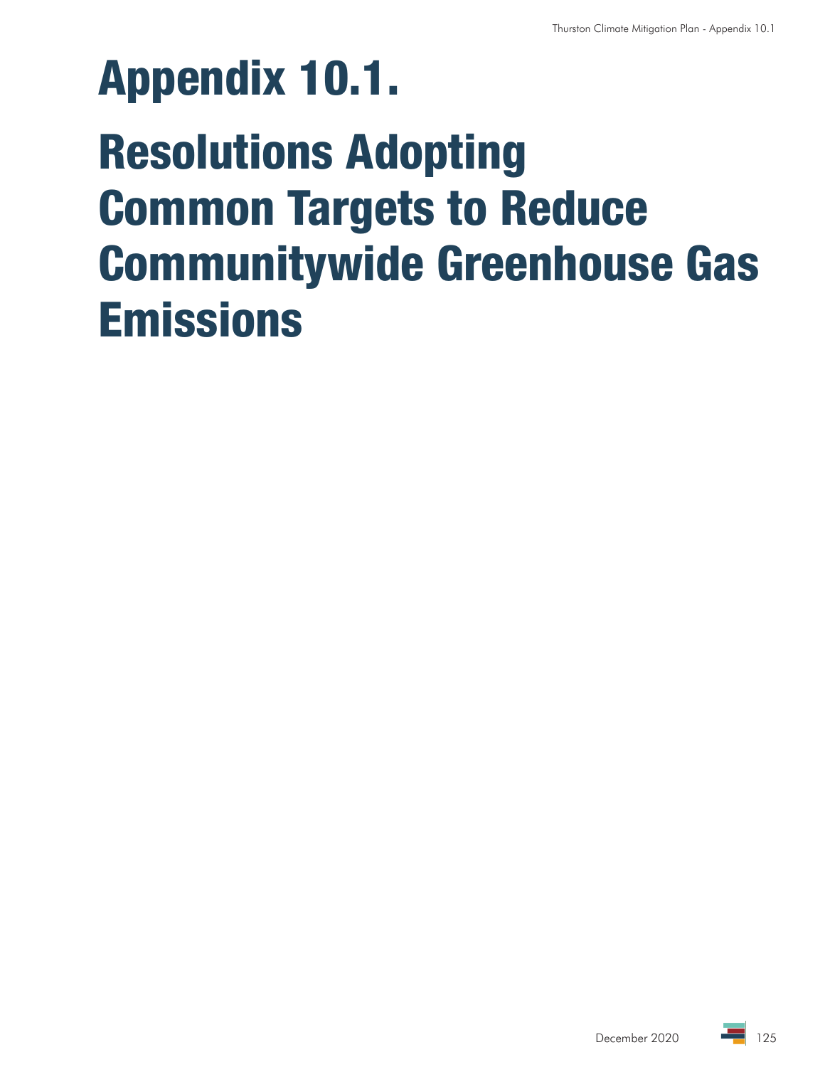# Appendix 10.1.

# Resolutions Adopting Common Targets to Reduce Communitywide Greenhouse Gas Emissions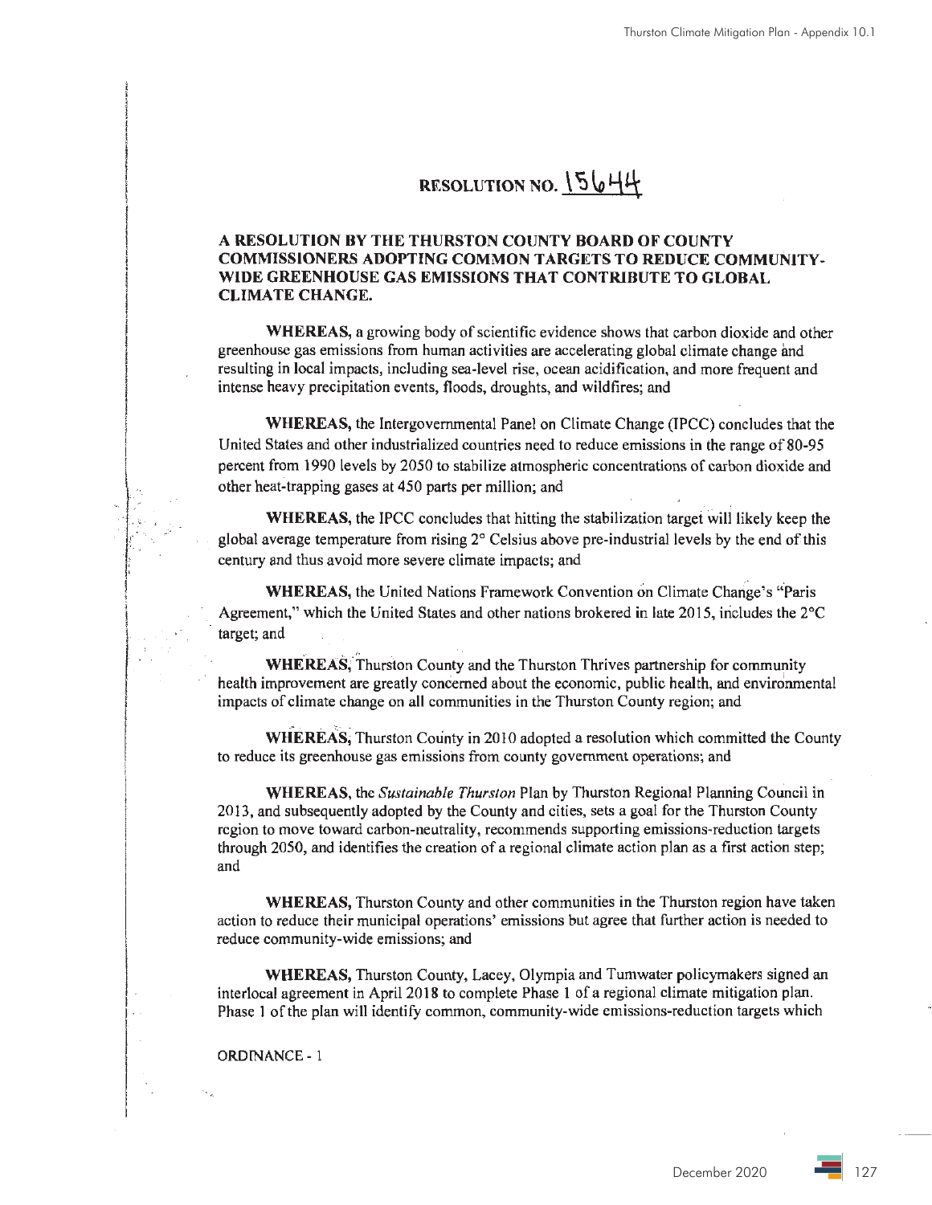# RESOLUTION NO. 15644

**A RESOLUTION BY THE THURSTON COUNTY BOARD OF COUNTY COMMISSIONERS ADOPTING COMMON TARGETS TO REDUCE COMMUNITY-WIDE GREENHOUSE GAS EMISSIONS THAT CONTRIBUTE TO GLOBAL CLIMATE CHANGE.**

**WHEREAS,** a growing body of scientific evidence shows that carbon dioxide and other greenhouse gas emissions from human activities are accelerating global climate change and resulting in local impacts, including sea-level rise, ocean acidification, and more frequent and intense heavy precipitation events, floods, droughts, and wildfires; and

**WHEREAS,** the Intergovernmental Panel on Climate Change (IPCC) concludes that the United States and other industrialized countries need to reduce emissions in the range of 80-95 percent from 1990 levels by 2050 to stabilize atmospheric concentrations of carbon dioxide and other heat-trapping gases at 450 parts per million; and

**WHEREAS,** the IPCC concludes that hitting the stabilization target will likely keep the global average temperature from rising 2° Celsius above pre-industrial levels by the end of this century and thus avoid more severe climate impacts; and

**WHEREAS,** the United Nations Framework Convention on Climate Change's "Paris Agreement," which the United States and other nations brokered in late 2015, includes the 2°C target; and

**WHEREAS,** Thurston County and the Thurston Thrives partnership for community health improvement are greatly concerned about the economic, public health, and environmental impacts of climate change on all communities in the Thurston County region; and

**WHEREAS,** Thurston County in 2010 adopted a resolution which committed the County to reduce its greenhouse gas emissions from county government operations; and

**WHEREAS,** the *Sustainable Thurston* Plan by Thurston Regional Planning Council in 2013, and subsequently adopted by the County and cities, sets a goal for the Thurston County region to move toward carbon-neutrality, recommends supporting emissions-reduction targets through 2050, and identifies the creation of a regional climate action plan as a first action step; and

**WHEREAS,** Thurston County and other communities in the Thurston region have taken action to reduce their municipal operations' emissions but agree that further action is needed to reduce community-wide emissions; and

**WHEREAS,** Thurston County, Lacey, Olympia and Tumwater policymakers signed an interlocal agreement in April 2018 to complete Phase 1 of a regional climate mitigation plan. Phase 1 of the plan will identify common, community-wide emissions-reduction targets which

ORDINANCE - 1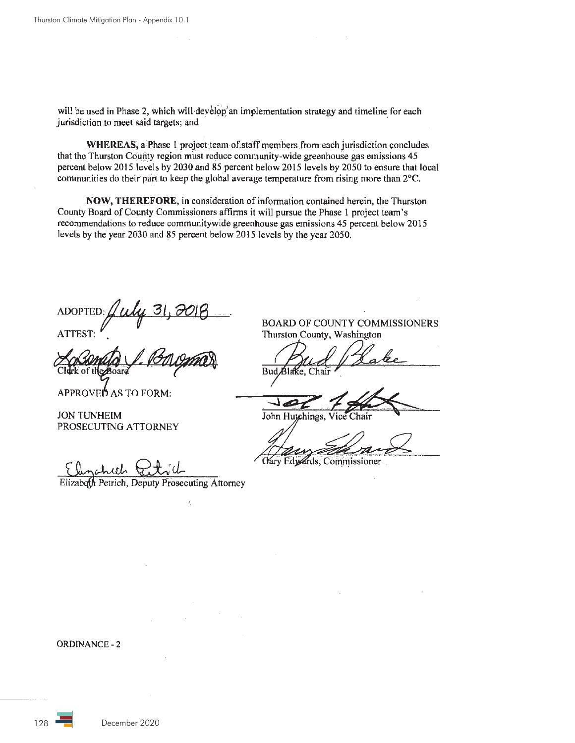will be used in Phase 2, which will develop an implementation strategy and timeline for each jurisdiction to meet said targets; and

**WHEREAS,** a Phase 1 project team of staff members from each jurisdiction concludes that the Thurston County region must reduce community-wide greenhouse gas emissions 45 percent below 2015 levels by 2030 and 85 percent below 2015 levels by 2050 to ensure that local communities do their part to keep the global average temperature from rising more than 2°C.

**NOW, THEREFORE,** in consideration of information contained herein, the Thurston County Board of County Commissioners affirms it will pursue the Phase 1 project team's recommendations to reduce communitywide greenhouse gas emissions 45 percent below 2015 levels by the year 2030 and 85 percent below 2015 levels by the year 2050.

ADOPTED: July 31, 2018

ATTEST:

Clerk of the Board

APPROVED AS TO FORM:

JON TUNHEIM
PROSECUTING ATTORNEY

Elizabeth Petrich, Deputy Prosecuting Attorney

BOARD OF COUNTY COMMISSIONERS
Thurston County, Washington

Bud Blake, Chair

John Hutchings, Vice Chair

Gary Edwards, Commissioner

ORDINANCE - 2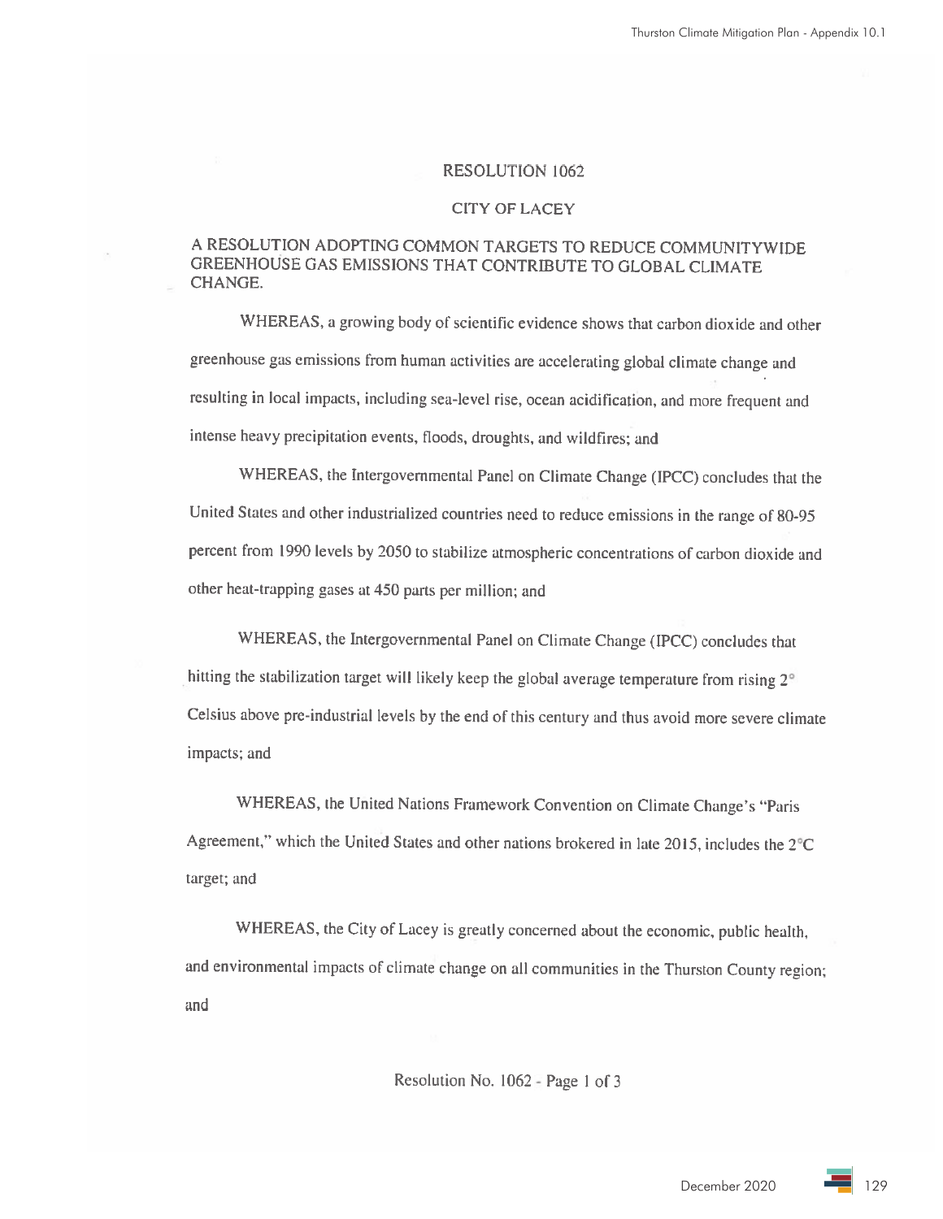# RESOLUTION 1062

## CITY OF LACEY

### A RESOLUTION ADOPTING COMMON TARGETS TO REDUCE COMMUNITYWIDE GREENHOUSE GAS EMISSIONS THAT CONTRIBUTE TO GLOBAL CLIMATE CHANGE.

WHEREAS, a growing body of scientific evidence shows that carbon dioxide and other greenhouse gas emissions from human activities are accelerating global climate change and resulting in local impacts, including sea-level rise, ocean acidification, and more frequent and intense heavy precipitation events, floods, droughts, and wildfires; and

WHEREAS, the Intergovernmental Panel on Climate Change (IPCC) concludes that the United States and other industrialized countries need to reduce emissions in the range of 80-95 percent from 1990 levels by 2050 to stabilize atmospheric concentrations of carbon dioxide and other heat-trapping gases at 450 parts per million; and

WHEREAS, the Intergovernmental Panel on Climate Change (IPCC) concludes that hitting the stabilization target will likely keep the global average temperature from rising 2° Celsius above pre-industrial levels by the end of this century and thus avoid more severe climate impacts; and

WHEREAS, the United Nations Framework Convention on Climate Change's "Paris Agreement," which the United States and other nations brokered in late 2015, includes the 2°C target; and

WHEREAS, the City of Lacey is greatly concerned about the economic, public health, and environmental impacts of climate change on all communities in the Thurston County region; and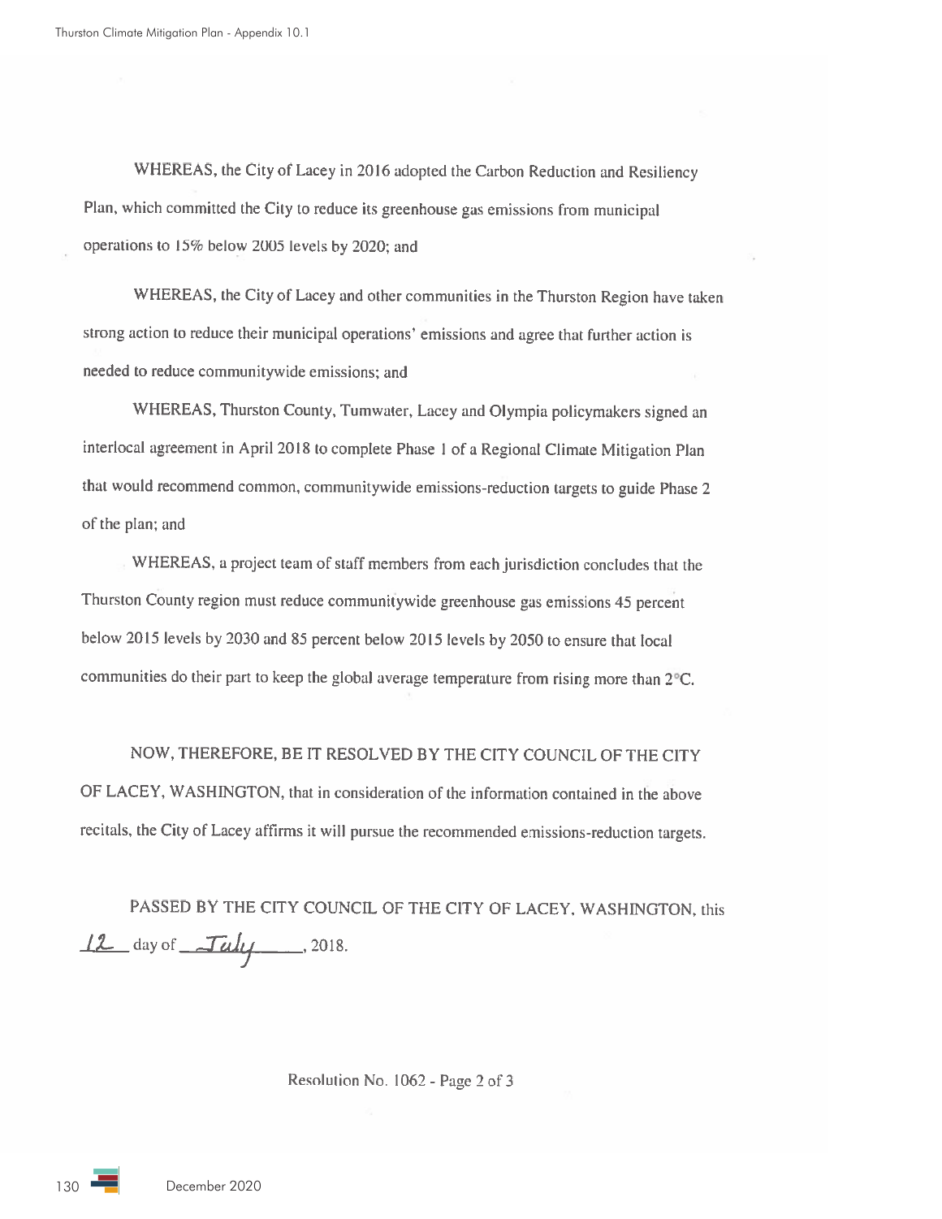WHEREAS, the City of Lacey in 2016 adopted the Carbon Reduction and Resiliency Plan, which committed the City to reduce its greenhouse gas emissions from municipal operations to 15% below 2005 levels by 2020; and

WHEREAS, the City of Lacey and other communities in the Thurston Region have taken strong action to reduce their municipal operations' emissions and agree that further action is needed to reduce communitywide emissions; and

WHEREAS, Thurston County, Tumwater, Lacey and Olympia policymakers signed an interlocal agreement in April 2018 to complete Phase 1 of a Regional Climate Mitigation Plan that would recommend common, communitywide emissions-reduction targets to guide Phase 2 of the plan; and

WHEREAS, a project team of staff members from each jurisdiction concludes that the Thurston County region must reduce communitywide greenhouse gas emissions 45 percent below 2015 levels by 2030 and 85 percent below 2015 levels by 2050 to ensure that local communities do their part to keep the global average temperature from rising more than 2°C.

NOW, THEREFORE, BE IT RESOLVED BY THE CITY COUNCIL OF THE CITY OF LACEY, WASHINGTON, that in consideration of the information contained in the above recitals, the City of Lacey affirms it will pursue the recommended emissions-reduction targets.

PASSED BY THE CITY COUNCIL OF THE CITY OF LACEY, WASHINGTON, this 12 day of July, 2018.

Resolution No. 1062 - Page 2 of 3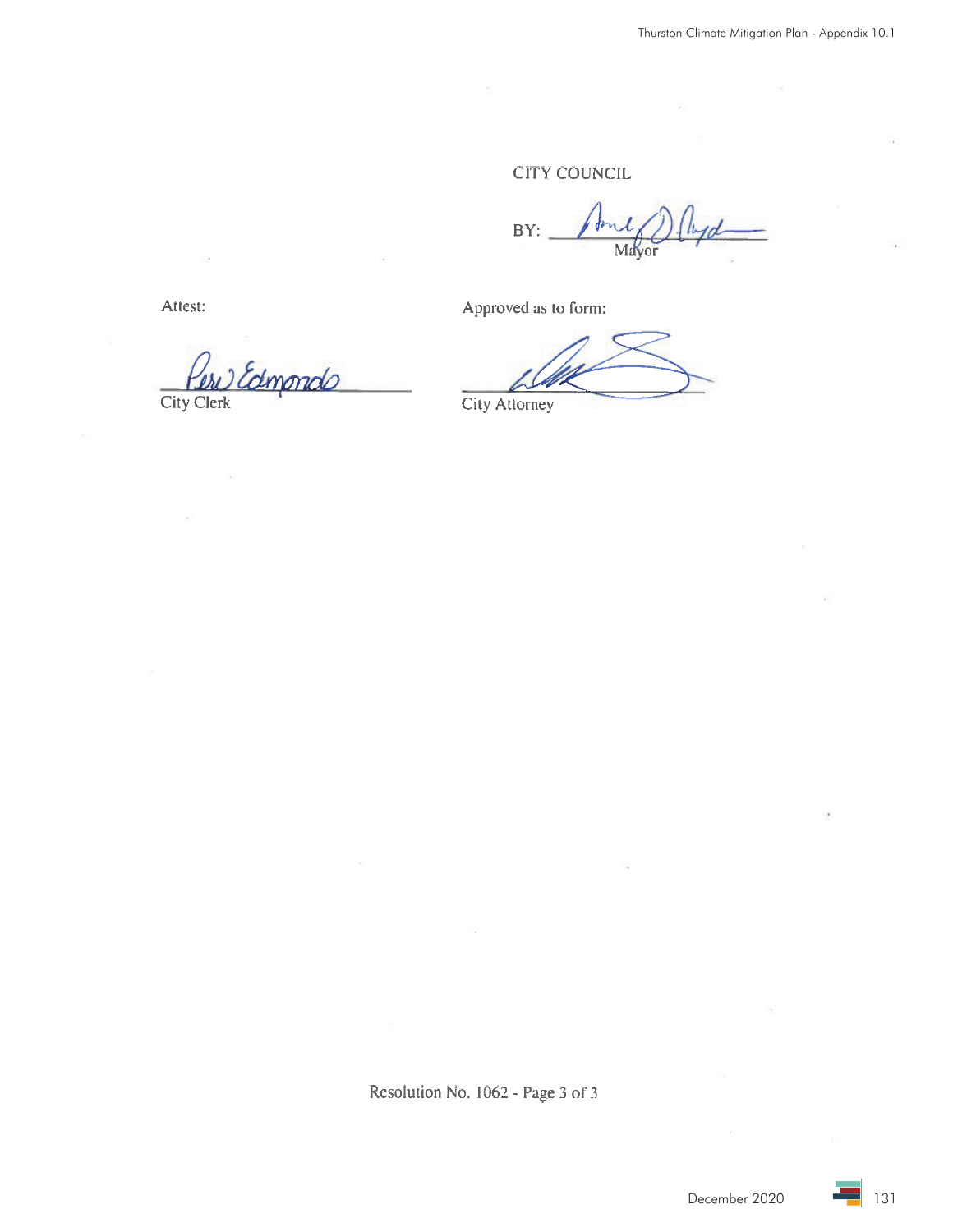CITY COUNCIL

BY: ______________________
Mayor

Attest:

______________________
City Clerk

Approved as to form:

______________________
City Attorney

Resolution No. 1062 - Page 3 of 3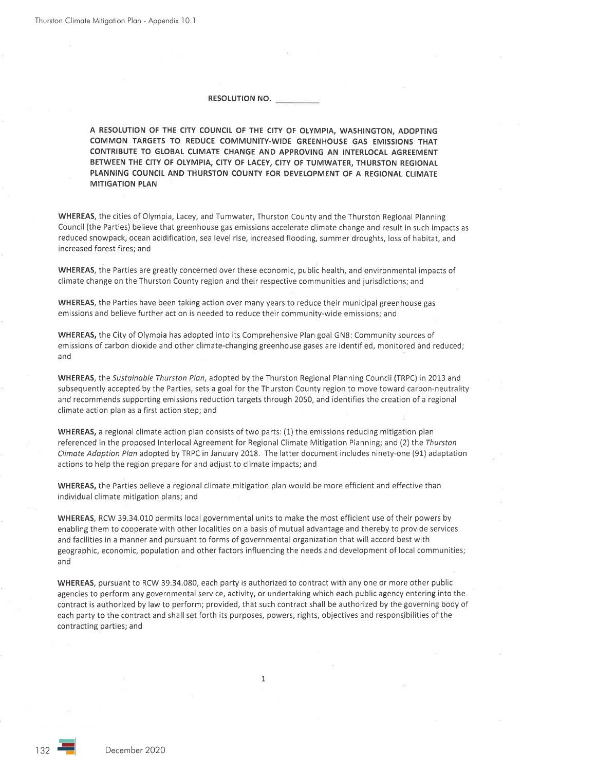**RESOLUTION NO. \_\_\_\_\_\_\_\_\_\_**

**A RESOLUTION OF THE CITY COUNCIL OF THE CITY OF OLYMPIA, WASHINGTON, ADOPTING COMMON TARGETS TO REDUCE COMMUNITY-WIDE GREENHOUSE GAS EMISSIONS THAT CONTRIBUTE TO GLOBAL CLIMATE CHANGE AND APPROVING AN INTERLOCAL AGREEMENT BETWEEN THE CITY OF OLYMPIA, CITY OF LACEY, CITY OF TUMWATER, THURSTON REGIONAL PLANNING COUNCIL AND THURSTON COUNTY FOR DEVELOPMENT OF A REGIONAL CLIMATE MITIGATION PLAN**

**WHEREAS**, the cities of Olympia, Lacey, and Tumwater, Thurston County and the Thurston Regional Planning Council (the Parties) believe that greenhouse gas emissions accelerate climate change and result in such impacts as reduced snowpack, ocean acidification, sea level rise, increased flooding, summer droughts, loss of habitat, and increased forest fires; and

**WHEREAS**, the Parties are greatly concerned over these economic, public health, and environmental impacts of climate change on the Thurston County region and their respective communities and jurisdictions; and

**WHEREAS**, the Parties have been taking action over many years to reduce their municipal greenhouse gas emissions and believe further action is needed to reduce their community-wide emissions; and

**WHEREAS,** the City of Olympia has adopted into its Comprehensive Plan goal GN8: Community sources of emissions of carbon dioxide and other climate-changing greenhouse gases are identified, monitored and reduced; and

**WHEREAS**, the *Sustainable Thurston Plan*, adopted by the Thurston Regional Planning Council (TRPC) in 2013 and subsequently accepted by the Parties, sets a goal for the Thurston County region to move toward carbon-neutrality and recommends supporting emissions reduction targets through 2050, and identifies the creation of a regional climate action plan as a first action step; and

**WHEREAS,** a regional climate action plan consists of two parts: (1) the emissions reducing mitigation plan referenced in the proposed Interlocal Agreement for Regional Climate Mitigation Planning; and (2) the *Thurston Climate Adaption Plan* adopted by TRPC in January 2018. The latter document includes ninety-one (91) adaptation actions to help the region prepare for and adjust to climate impacts; and

**WHEREAS,** the Parties believe a regional climate mitigation plan would be more efficient and effective than individual climate mitigation plans; and

**WHEREAS,** RCW 39.34.010 permits local governmental units to make the most efficient use of their powers by enabling them to cooperate with other localities on a basis of mutual advantage and thereby to provide services and facilities in a manner and pursuant to forms of governmental organization that will accord best with geographic, economic, population and other factors influencing the needs and development of local communities; and

**WHEREAS**, pursuant to RCW 39.34.080, each party is authorized to contract with any one or more other public agencies to perform any governmental service, activity, or undertaking which each public agency entering into the contract is authorized by law to perform; provided, that such contract shall be authorized by the governing body of each party to the contract and shall set forth its purposes, powers, rights, objectives and responsibilities of the contracting parties; and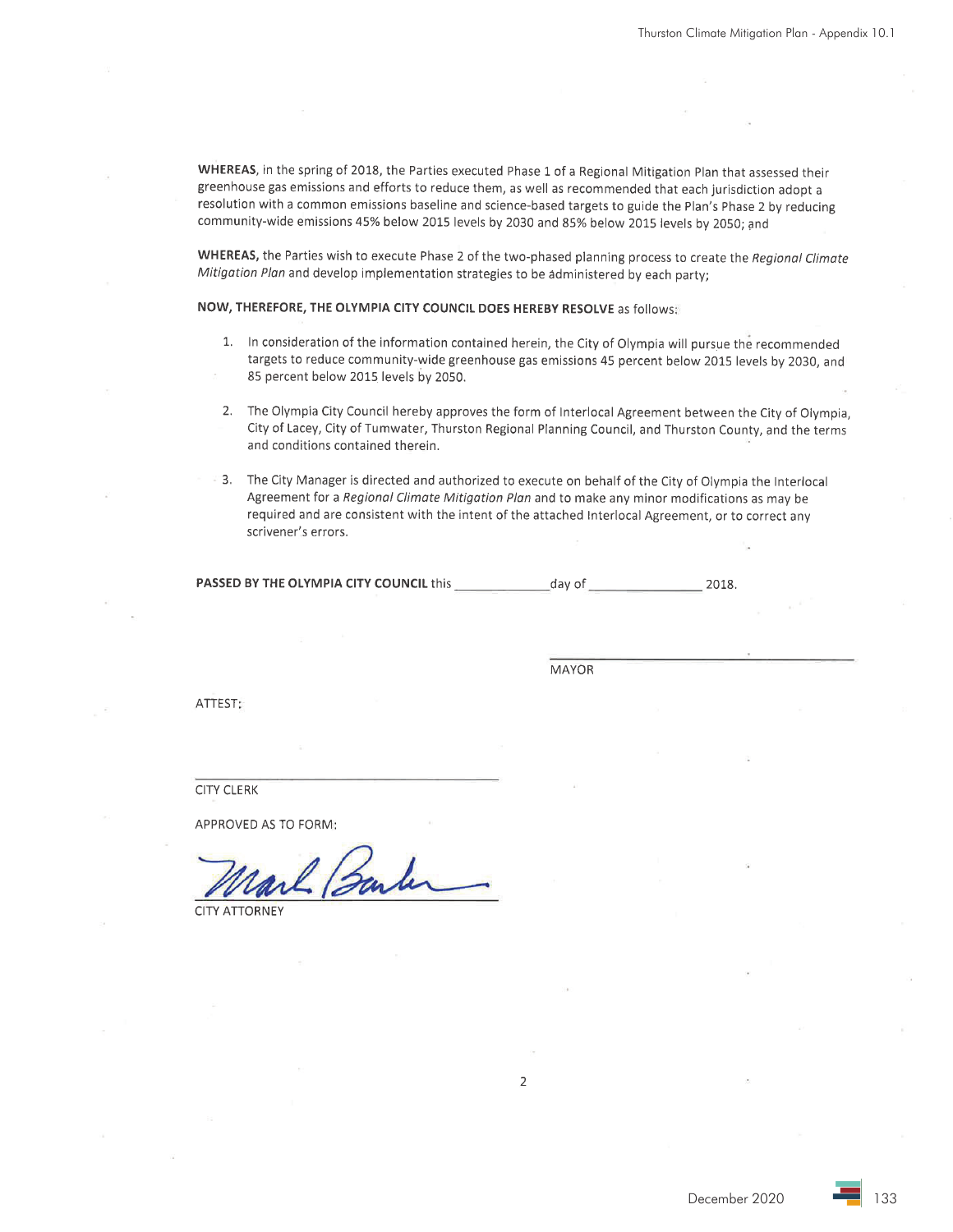**WHEREAS**, in the spring of 2018, the Parties executed Phase 1 of a Regional Mitigation Plan that assessed their greenhouse gas emissions and efforts to reduce them, as well as recommended that each jurisdiction adopt a resolution with a common emissions baseline and science-based targets to guide the Plan's Phase 2 by reducing community-wide emissions 45% below 2015 levels by 2030 and 85% below 2015 levels by 2050; and

**WHEREAS,** the Parties wish to execute Phase 2 of the two-phased planning process to create the *Regional Climate Mitigation Plan* and develop implementation strategies to be administered by each party;

**NOW, THEREFORE, THE OLYMPIA CITY COUNCIL DOES HEREBY RESOLVE** as follows:

1. In consideration of the information contained herein, the City of Olympia will pursue the recommended targets to reduce community-wide greenhouse gas emissions 45 percent below 2015 levels by 2030, and 85 percent below 2015 levels by 2050.

2. The Olympia City Council hereby approves the form of Interlocal Agreement between the City of Olympia, City of Lacey, City of Tumwater, Thurston Regional Planning Council, and Thurston County, and the terms and conditions contained therein.

3. The City Manager is directed and authorized to execute on behalf of the City of Olympia the Interlocal Agreement for a *Regional Climate Mitigation Plan* and to make any minor modifications as may be required and are consistent with the intent of the attached Interlocal Agreement, or to correct any scrivener's errors.

**PASSED BY THE OLYMPIA CITY COUNCIL** this \_\_\_\_\_\_\_\_\_\_\_\_ day of \_\_\_\_\_\_\_\_\_\_\_\_\_\_ 2018.

\_\_\_\_\_\_\_\_\_\_\_\_\_\_\_\_\_\_\_\_\_\_\_\_\_\_\_\_\_\_

MAYOR

ATTEST:

\_\_\_\_\_\_\_\_\_\_\_\_\_\_\_\_\_\_\_\_\_\_\_\_\_\_\_\_\_\_

CITY CLERK

APPROVED AS TO FORM:

Mark Barber

CITY ATTORNEY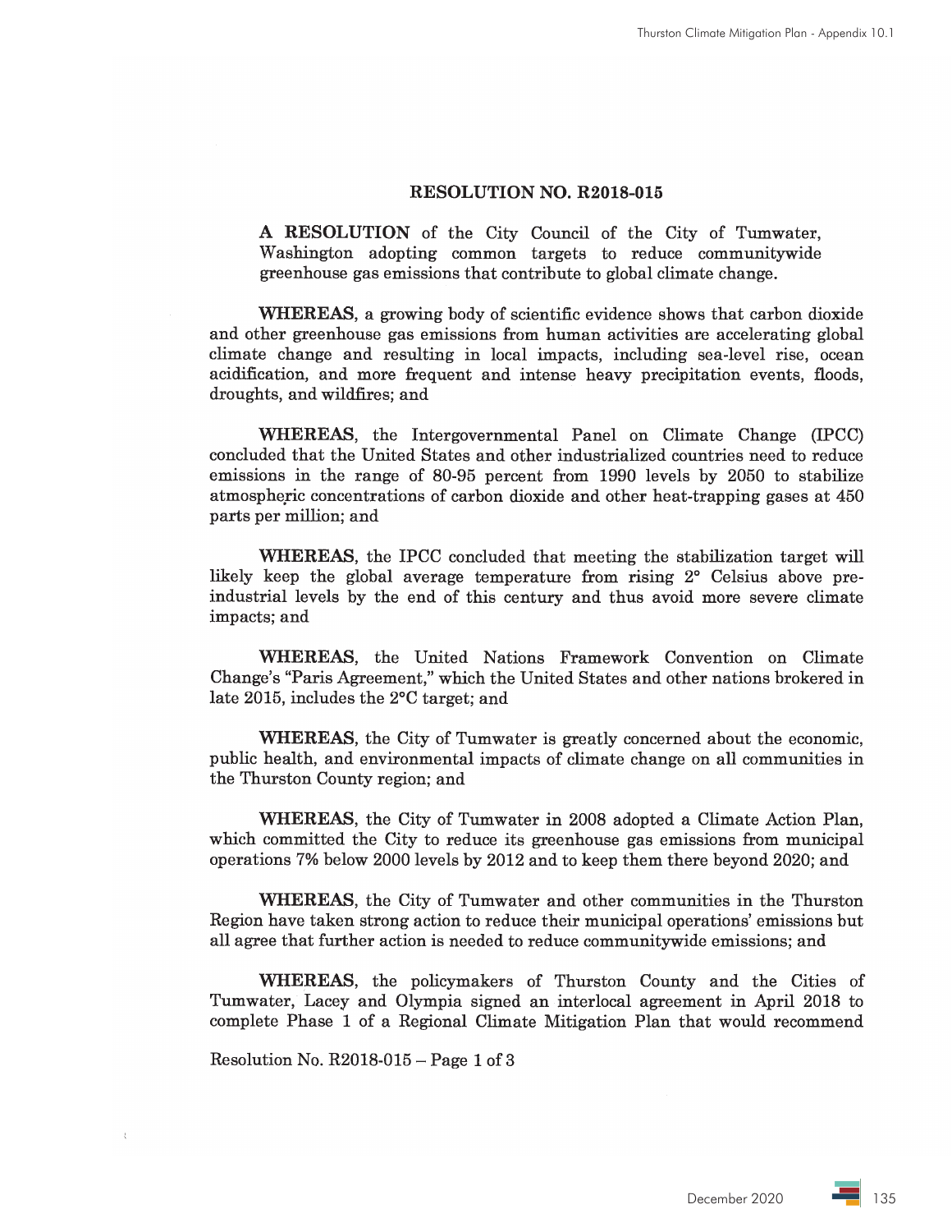## RESOLUTION NO. R2018-015

**A RESOLUTION** of the City Council of the City of Tumwater, Washington adopting common targets to reduce communitywide greenhouse gas emissions that contribute to global climate change.

**WHEREAS**, a growing body of scientific evidence shows that carbon dioxide and other greenhouse gas emissions from human activities are accelerating global climate change and resulting in local impacts, including sea-level rise, ocean acidification, and more frequent and intense heavy precipitation events, floods, droughts, and wildfires; and

**WHEREAS**, the Intergovernmental Panel on Climate Change (IPCC) concluded that the United States and other industrialized countries need to reduce emissions in the range of 80-95 percent from 1990 levels by 2050 to stabilize atmospheric concentrations of carbon dioxide and other heat-trapping gases at 450 parts per million; and

**WHEREAS**, the IPCC concluded that meeting the stabilization target will likely keep the global average temperature from rising 2° Celsius above pre-industrial levels by the end of this century and thus avoid more severe climate impacts; and

**WHEREAS**, the United Nations Framework Convention on Climate Change's "Paris Agreement," which the United States and other nations brokered in late 2015, includes the 2°C target; and

**WHEREAS**, the City of Tumwater is greatly concerned about the economic, public health, and environmental impacts of climate change on all communities in the Thurston County region; and

**WHEREAS**, the City of Tumwater in 2008 adopted a Climate Action Plan, which committed the City to reduce its greenhouse gas emissions from municipal operations 7% below 2000 levels by 2012 and to keep them there beyond 2020; and

**WHEREAS**, the City of Tumwater and other communities in the Thurston Region have taken strong action to reduce their municipal operations' emissions but all agree that further action is needed to reduce communitywide emissions; and

**WHEREAS**, the policymakers of Thurston County and the Cities of Tumwater, Lacey and Olympia signed an interlocal agreement in April 2018 to complete Phase 1 of a Regional Climate Mitigation Plan that would recommend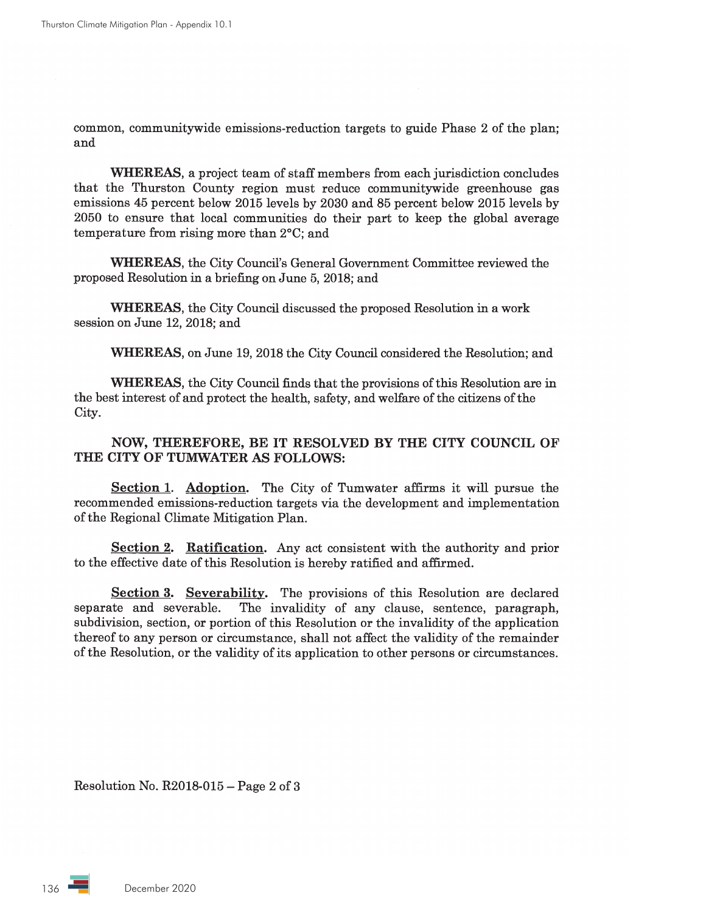common, communitywide emissions-reduction targets to guide Phase 2 of the plan; and

**WHEREAS**, a project team of staff members from each jurisdiction concludes that the Thurston County region must reduce communitywide greenhouse gas emissions 45 percent below 2015 levels by 2030 and 85 percent below 2015 levels by 2050 to ensure that local communities do their part to keep the global average temperature from rising more than 2°C; and

**WHEREAS**, the City Council's General Government Committee reviewed the proposed Resolution in a briefing on June 5, 2018; and

**WHEREAS**, the City Council discussed the proposed Resolution in a work session on June 12, 2018; and

**WHEREAS**, on June 19, 2018 the City Council considered the Resolution; and

**WHEREAS**, the City Council finds that the provisions of this Resolution are in the best interest of and protect the health, safety, and welfare of the citizens of the City.

**NOW, THEREFORE, BE IT RESOLVED BY THE CITY COUNCIL OF THE CITY OF TUMWATER AS FOLLOWS:**

**Section 1. Adoption.** The City of Tumwater affirms it will pursue the recommended emissions-reduction targets via the development and implementation of the Regional Climate Mitigation Plan.

**Section 2. Ratification.** Any act consistent with the authority and prior to the effective date of this Resolution is hereby ratified and affirmed.

**Section 3. Severability.** The provisions of this Resolution are declared separate and severable. The invalidity of any clause, sentence, paragraph, subdivision, section, or portion of this Resolution or the invalidity of the application thereof to any person or circumstance, shall not affect the validity of the remainder of the Resolution, or the validity of its application to other persons or circumstances.

Resolution No. R2018-015 – Page 2 of 3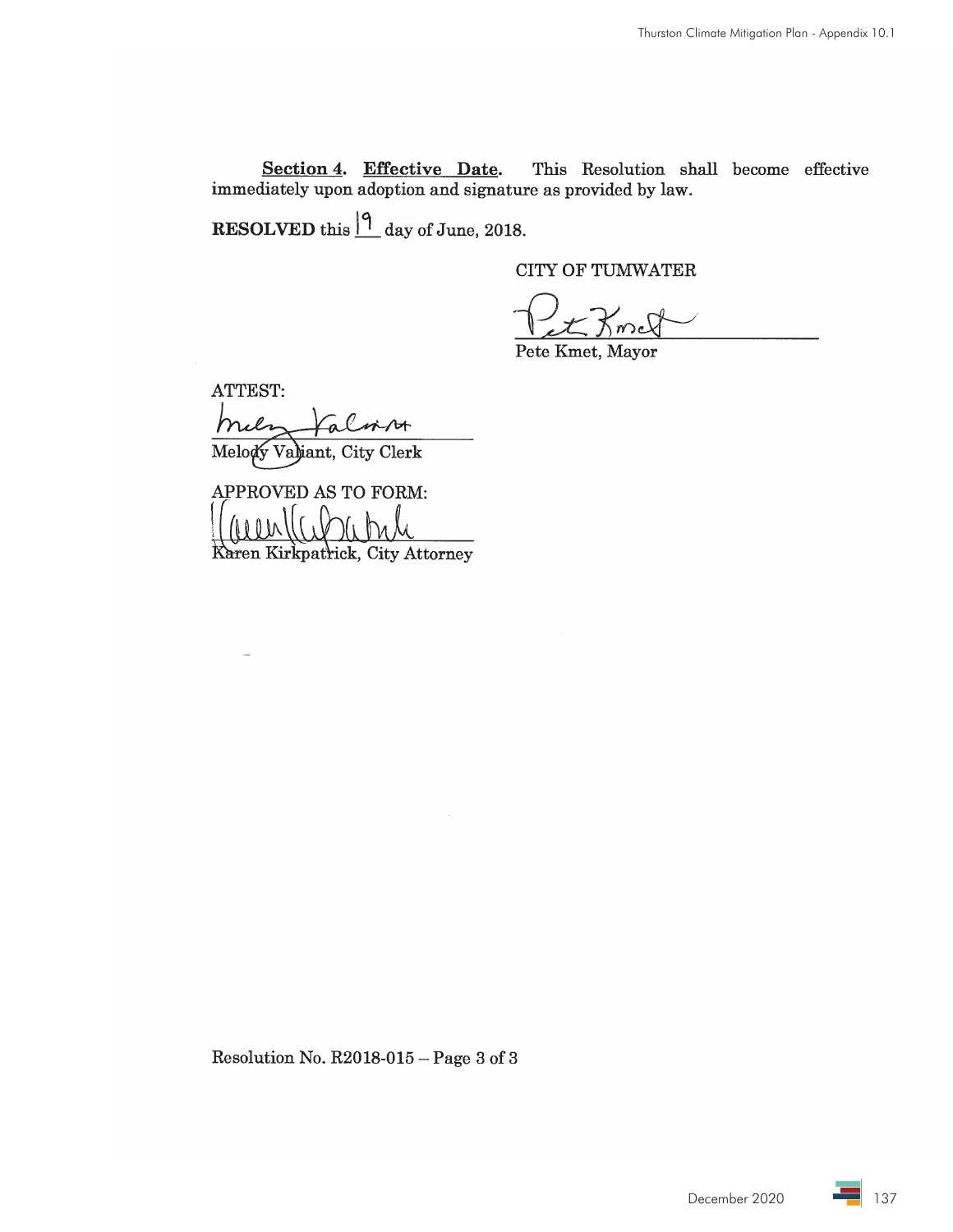**Section 4. Effective Date.** This Resolution shall become effective immediately upon adoption and signature as provided by law.

**RESOLVED** this 19 day of June, 2018.

CITY OF TUMWATER

Pete Kmet, Mayor

ATTEST:

Melody Valiant, City Clerk

APPROVED AS TO FORM:

Karen Kirkpatrick, City Attorney

Resolution No. R2018-015 – Page 3 of 3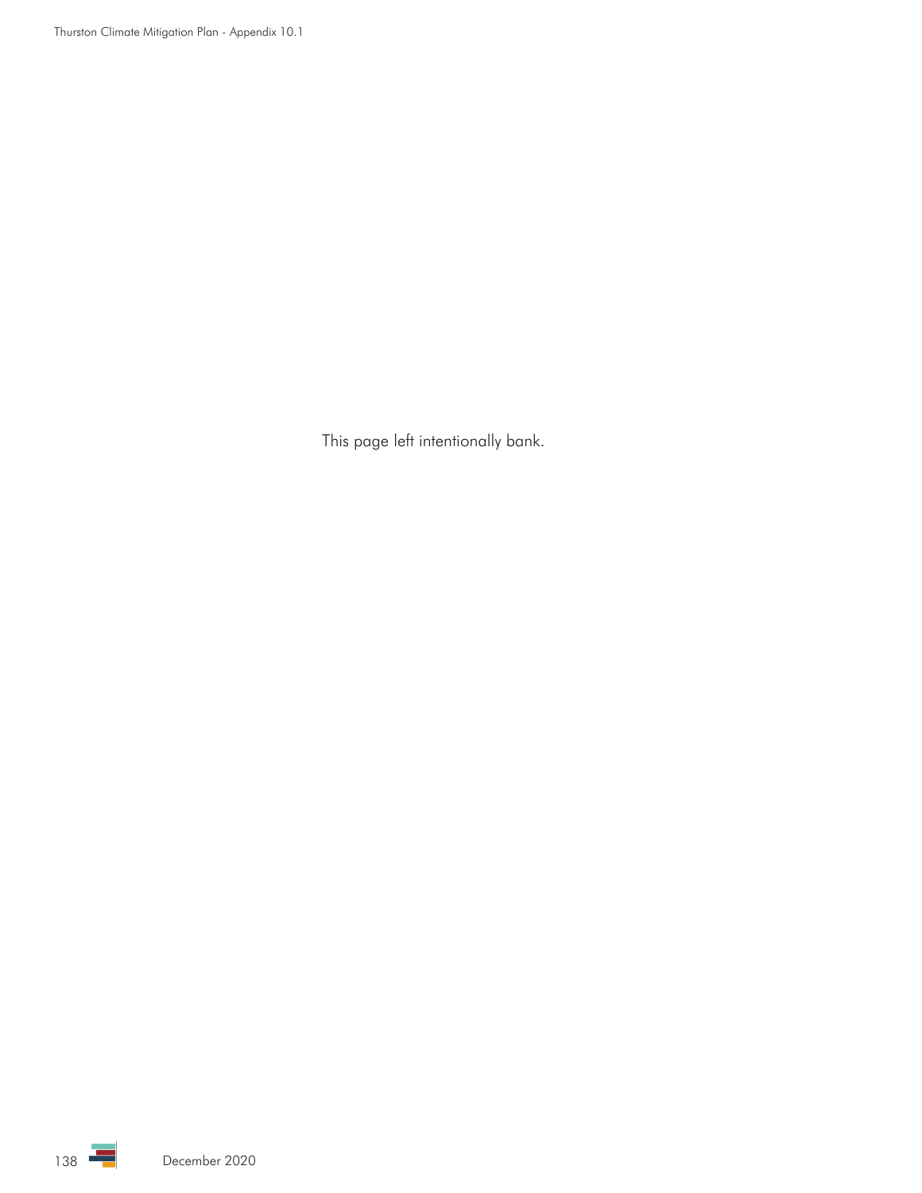This page left intentionally bank.